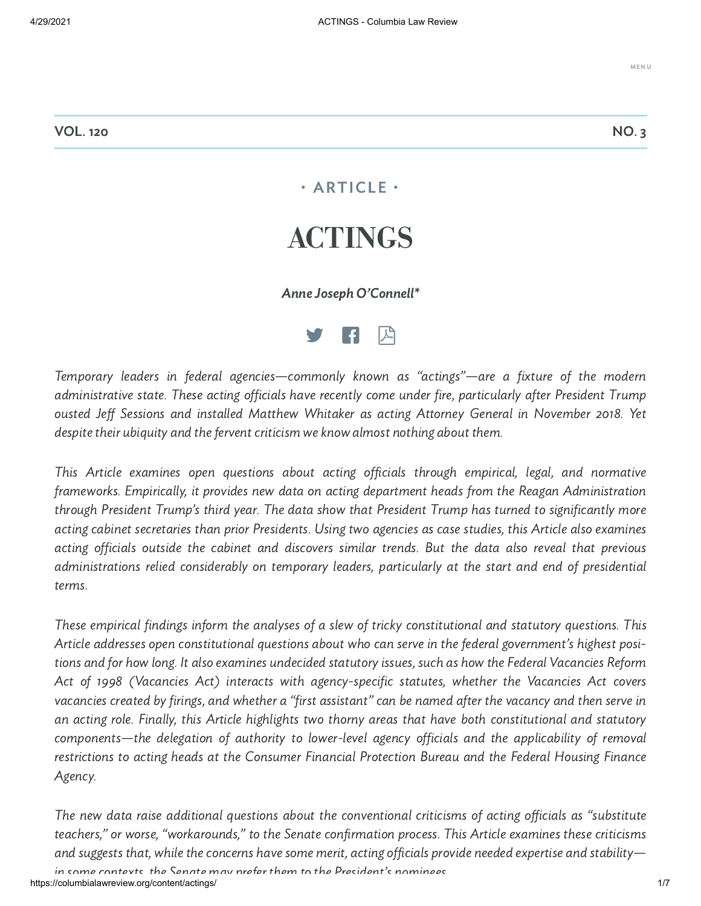VOL. 120 NO. 3

· ARTICLE ·

# ACTINGS

***Anne Joseph O'Connell****

*Temporary leaders in federal agencies—commonly known as "actings"—are a fixture of the modern administrative state. These acting officials have recently come under fire, particularly after President Trump ousted Jeff Sessions and installed Matthew Whitaker as acting Attorney General in November 2018. Yet despite their ubiquity and the fervent criticism we know almost nothing about them.*

*This Article examines open questions about acting officials through empirical, legal, and normative frameworks. Empirically, it provides new data on acting department heads from the Reagan Administration through President Trump's third year. The data show that President Trump has turned to significantly more acting cabinet secretaries than prior Presidents. Using two agencies as case studies, this Article also examines acting officials outside the cabinet and discovers similar trends. But the data also reveal that previous administrations relied considerably on temporary leaders, particularly at the start and end of presidential terms.*

*These empirical findings inform the analyses of a slew of tricky constitutional and statutory questions. This Article addresses open constitutional questions about who can serve in the federal government's highest positions and for how long. It also examines undecided statutory issues, such as how the Federal Vacancies Reform Act of 1998 (Vacancies Act) interacts with agency-specific statutes, whether the Vacancies Act covers vacancies created by firings, and whether a "first assistant" can be named after the vacancy and then serve in an acting role. Finally, this Article highlights two thorny areas that have both constitutional and statutory components—the delegation of authority to lower-level agency officials and the applicability of removal restrictions to acting heads at the Consumer Financial Protection Bureau and the Federal Housing Finance Agency.*

*The new data raise additional questions about the conventional criticisms of acting officials as "substitute teachers," or worse, "workarounds," to the Senate confirmation process. This Article examines these criticisms and suggests that, while the concerns have some merit, acting officials provide needed expertise and stability—in some contexts, the Senate may prefer them to the President's nominees.*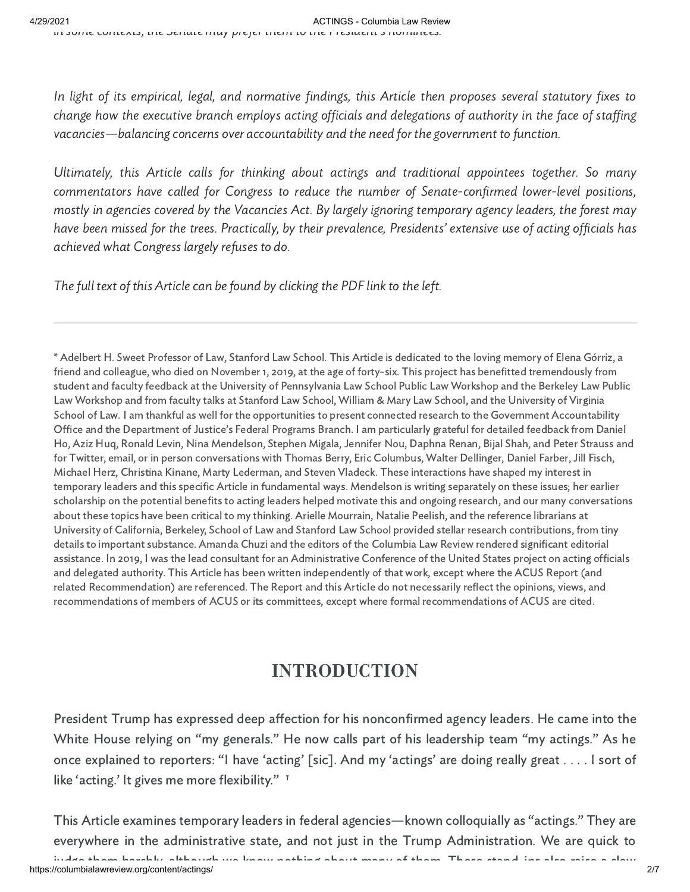*In light of its empirical, legal, and normative findings, this Article then proposes several statutory fixes to change how the executive branch employs acting officials and delegations of authority in the face of staffing vacancies—balancing concerns over accountability and the need for the government to function.*

*Ultimately, this Article calls for thinking about actings and traditional appointees together. So many commentators have called for Congress to reduce the number of Senate-confirmed lower-level positions, mostly in agencies covered by the Vacancies Act. By largely ignoring temporary agency leaders, the forest may have been missed for the trees. Practically, by their prevalence, Presidents' extensive use of acting officials has achieved what Congress largely refuses to do.*

*The full text of this Article can be found by clicking the PDF link to the left.*

---

\* Adelbert H. Sweet Professor of Law, Stanford Law School. This Article is dedicated to the loving memory of Elena Górriz, a friend and colleague, who died on November 1, 2019, at the age of forty-six. This project has benefitted tremendously from student and faculty feedback at the University of Pennsylvania Law School Public Law Workshop and the Berkeley Law Public Law Workshop and from faculty talks at Stanford Law School, William & Mary Law School, and the University of Virginia School of Law. I am thankful as well for the opportunities to present connected research to the Government Accountability Office and the Department of Justice's Federal Programs Branch. I am particularly grateful for detailed feedback from Daniel Ho, Aziz Huq, Ronald Levin, Nina Mendelson, Stephen Migala, Jennifer Nou, Daphna Renan, Bijal Shah, and Peter Strauss and for Twitter, email, or in person conversations with Thomas Berry, Eric Columbus, Walter Dellinger, Daniel Farber, Jill Fisch, Michael Herz, Christina Kinane, Marty Lederman, and Steven Vladeck. These interactions have shaped my interest in temporary leaders and this specific Article in fundamental ways. Mendelson is writing separately on these issues; her earlier scholarship on the potential benefits to acting leaders helped motivate this and ongoing research, and our many conversations about these topics have been critical to my thinking. Arielle Mourrain, Natalie Peelish, and the reference librarians at University of California, Berkeley, School of Law and Stanford Law School provided stellar research contributions, from tiny details to important substance. Amanda Chuzi and the editors of the Columbia Law Review rendered significant editorial assistance. In 2019, I was the lead consultant for an Administrative Conference of the United States project on acting officials and delegated authority. This Article has been written independently of that work, except where the ACUS Report (and related Recommendation) are referenced. The Report and this Article do not necessarily reflect the opinions, views, and recommendations of members of ACUS or its committees, except where formal recommendations of ACUS are cited.

## INTRODUCTION

President Trump has expressed deep affection for his nonconfirmed agency leaders. He came into the White House relying on "my generals." He now calls part of his leadership team "my actings." As he once explained to reporters: "I have 'acting' [sic]. And my 'actings' are doing really great . . . . I sort of like 'acting.' It gives me more flexibility." [1]

This Article examines temporary leaders in federal agencies—known colloquially as "actings." They are everywhere in the administrative state, and not just in the Trump Administration. We are quick to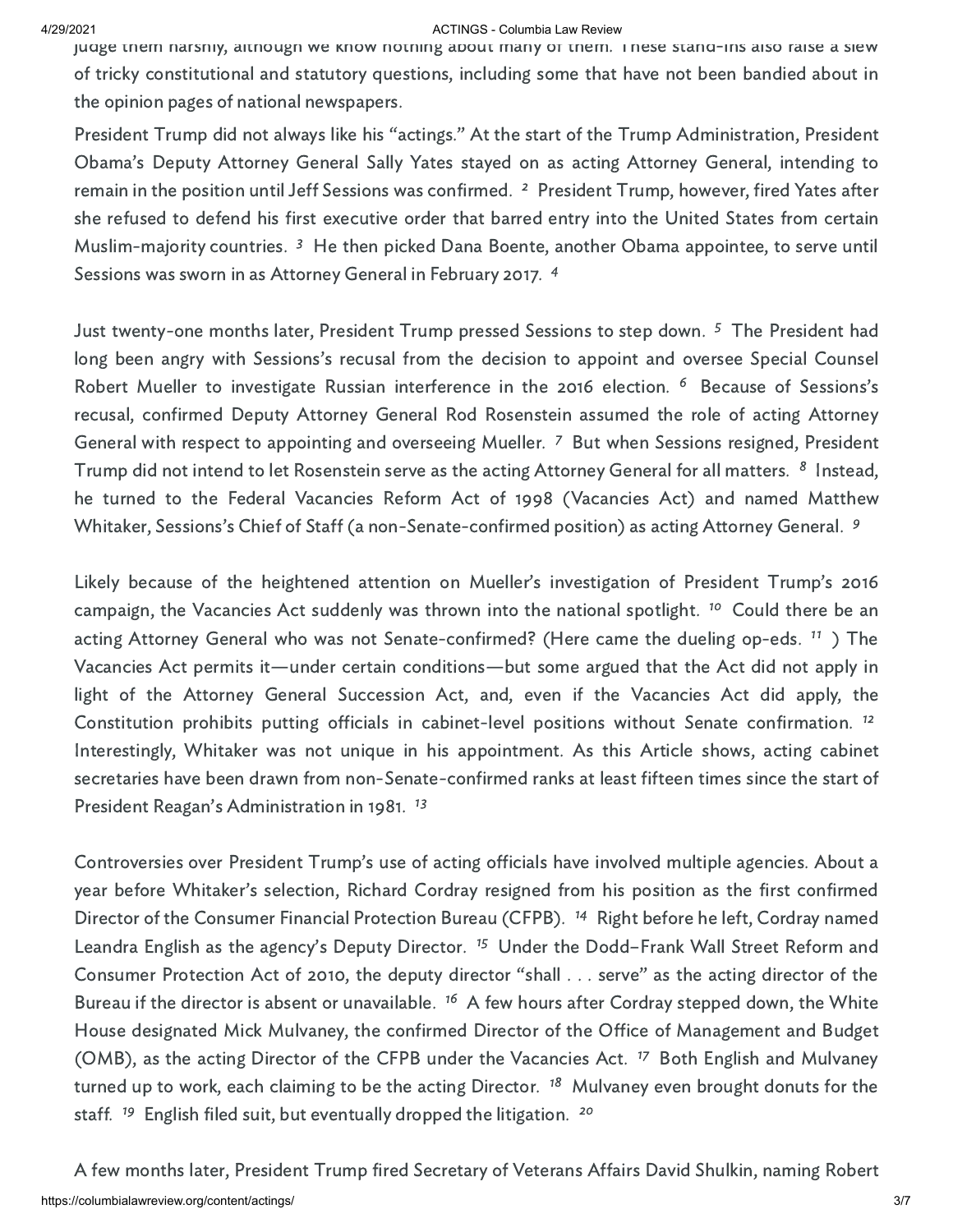judge them harshly, although we know nothing about many of them. These stand-ins also raise a slew of tricky constitutional and statutory questions, including some that have not been bandied about in the opinion pages of national newspapers.

President Trump did not always like his "actings." At the start of the Trump Administration, President Obama's Deputy Attorney General Sally Yates stayed on as acting Attorney General, intending to remain in the position until Jeff Sessions was confirmed. [2] President Trump, however, fired Yates after she refused to defend his first executive order that barred entry into the United States from certain Muslim-majority countries. [3] He then picked Dana Boente, another Obama appointee, to serve until Sessions was sworn in as Attorney General in February 2017. [4]

Just twenty-one months later, President Trump pressed Sessions to step down. [5] The President had long been angry with Sessions's recusal from the decision to appoint and oversee Special Counsel Robert Mueller to investigate Russian interference in the 2016 election. [6] Because of Sessions's recusal, confirmed Deputy Attorney General Rod Rosenstein assumed the role of acting Attorney General with respect to appointing and overseeing Mueller. [7] But when Sessions resigned, President Trump did not intend to let Rosenstein serve as the acting Attorney General for all matters. [8] Instead, he turned to the Federal Vacancies Reform Act of 1998 (Vacancies Act) and named Matthew Whitaker, Sessions's Chief of Staff (a non-Senate-confirmed position) as acting Attorney General. [9]

Likely because of the heightened attention on Mueller's investigation of President Trump's 2016 campaign, the Vacancies Act suddenly was thrown into the national spotlight. [10] Could there be an acting Attorney General who was not Senate-confirmed? (Here came the dueling op-eds. [11] ) The Vacancies Act permits it—under certain conditions—but some argued that the Act did not apply in light of the Attorney General Succession Act, and, even if the Vacancies Act did apply, the Constitution prohibits putting officials in cabinet-level positions without Senate confirmation. [12] Interestingly, Whitaker was not unique in his appointment. As this Article shows, acting cabinet secretaries have been drawn from non-Senate-confirmed ranks at least fifteen times since the start of President Reagan's Administration in 1981. [13]

Controversies over President Trump's use of acting officials have involved multiple agencies. About a year before Whitaker's selection, Richard Cordray resigned from his position as the first confirmed Director of the Consumer Financial Protection Bureau (CFPB). [14] Right before he left, Cordray named Leandra English as the agency's Deputy Director. [15] Under the Dodd–Frank Wall Street Reform and Consumer Protection Act of 2010, the deputy director "shall . . . serve" as the acting director of the Bureau if the director is absent or unavailable. [16] A few hours after Cordray stepped down, the White House designated Mick Mulvaney, the confirmed Director of the Office of Management and Budget (OMB), as the acting Director of the CFPB under the Vacancies Act. [17] Both English and Mulvaney turned up to work, each claiming to be the acting Director. [18] Mulvaney even brought donuts for the staff. [19] English filed suit, but eventually dropped the litigation. [20]

A few months later, President Trump fired Secretary of Veterans Affairs David Shulkin, naming Robert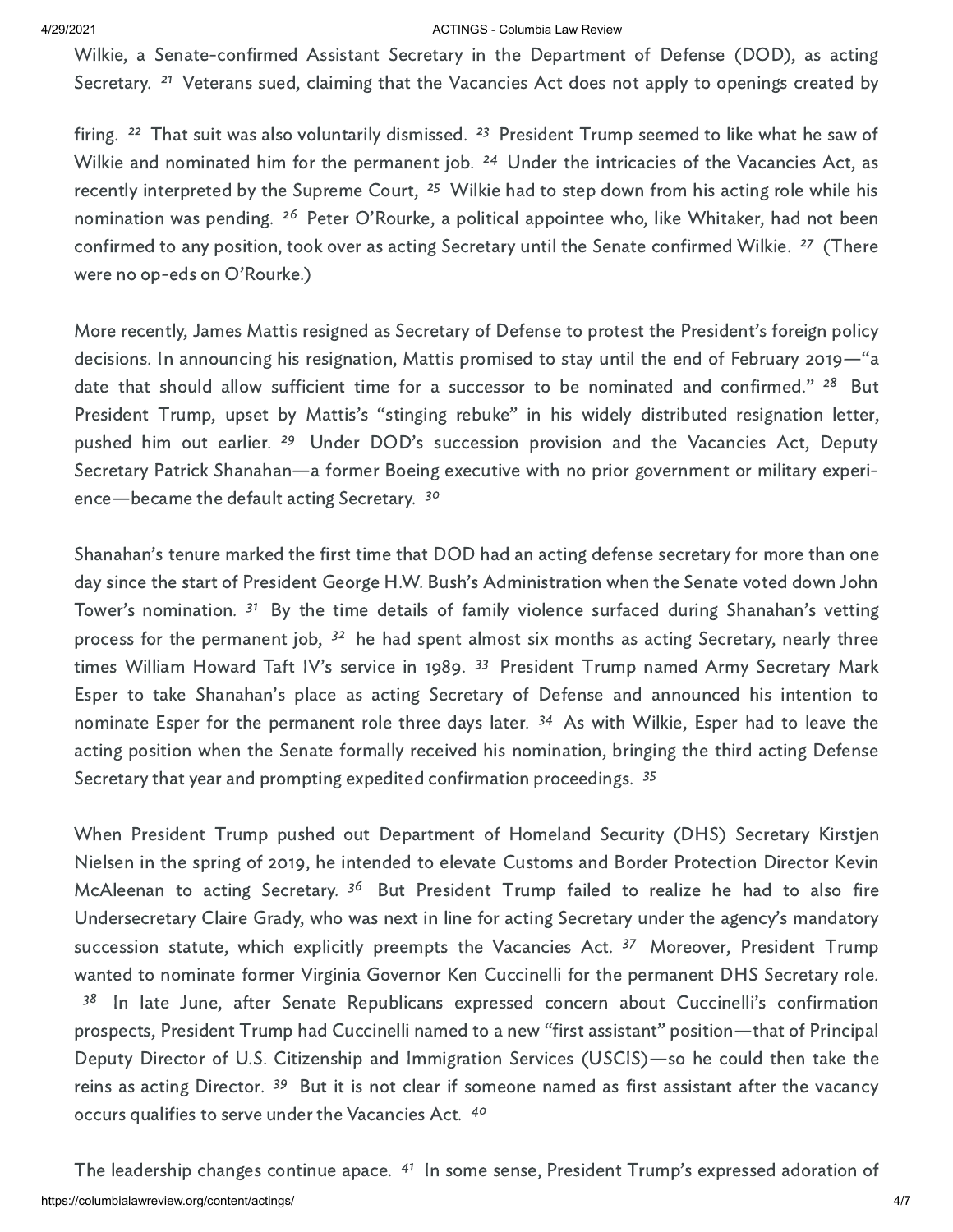Wilkie, a Senate-confirmed Assistant Secretary in the Department of Defense (DOD), as acting Secretary. [21] Veterans sued, claiming that the Vacancies Act does not apply to openings created by firing. [22] That suit was also voluntarily dismissed. [23] President Trump seemed to like what he saw of Wilkie and nominated him for the permanent job. [24] Under the intricacies of the Vacancies Act, as recently interpreted by the Supreme Court, [25] Wilkie had to step down from his acting role while his nomination was pending. [26] Peter O'Rourke, a political appointee who, like Whitaker, had not been confirmed to any position, took over as acting Secretary until the Senate confirmed Wilkie. [27] (There were no op-eds on O'Rourke.)

More recently, James Mattis resigned as Secretary of Defense to protest the President's foreign policy decisions. In announcing his resignation, Mattis promised to stay until the end of February 2019—"a date that should allow sufficient time for a successor to be nominated and confirmed." [28] But President Trump, upset by Mattis's "stinging rebuke" in his widely distributed resignation letter, pushed him out earlier. [29] Under DOD's succession provision and the Vacancies Act, Deputy Secretary Patrick Shanahan—a former Boeing executive with no prior government or military experience—became the default acting Secretary. [30]

Shanahan's tenure marked the first time that DOD had an acting defense secretary for more than one day since the start of President George H.W. Bush's Administration when the Senate voted down John Tower's nomination. [31] By the time details of family violence surfaced during Shanahan's vetting process for the permanent job, [32] he had spent almost six months as acting Secretary, nearly three times William Howard Taft IV's service in 1989. [33] President Trump named Army Secretary Mark Esper to take Shanahan's place as acting Secretary of Defense and announced his intention to nominate Esper for the permanent role three days later. [34] As with Wilkie, Esper had to leave the acting position when the Senate formally received his nomination, bringing the third acting Defense Secretary that year and prompting expedited confirmation proceedings. [35]

When President Trump pushed out Department of Homeland Security (DHS) Secretary Kirstjen Nielsen in the spring of 2019, he intended to elevate Customs and Border Protection Director Kevin McAleenan to acting Secretary. [36] But President Trump failed to realize he had to also fire Undersecretary Claire Grady, who was next in line for acting Secretary under the agency's mandatory succession statute, which explicitly preempts the Vacancies Act. [37] Moreover, President Trump wanted to nominate former Virginia Governor Ken Cuccinelli for the permanent DHS Secretary role. [38] In late June, after Senate Republicans expressed concern about Cuccinelli's confirmation prospects, President Trump had Cuccinelli named to a new "first assistant" position—that of Principal Deputy Director of U.S. Citizenship and Immigration Services (USCIS)—so he could then take the reins as acting Director. [39] But it is not clear if someone named as first assistant after the vacancy occurs qualifies to serve under the Vacancies Act. [40]

The leadership changes continue apace. [41] In some sense, President Trump's expressed adoration of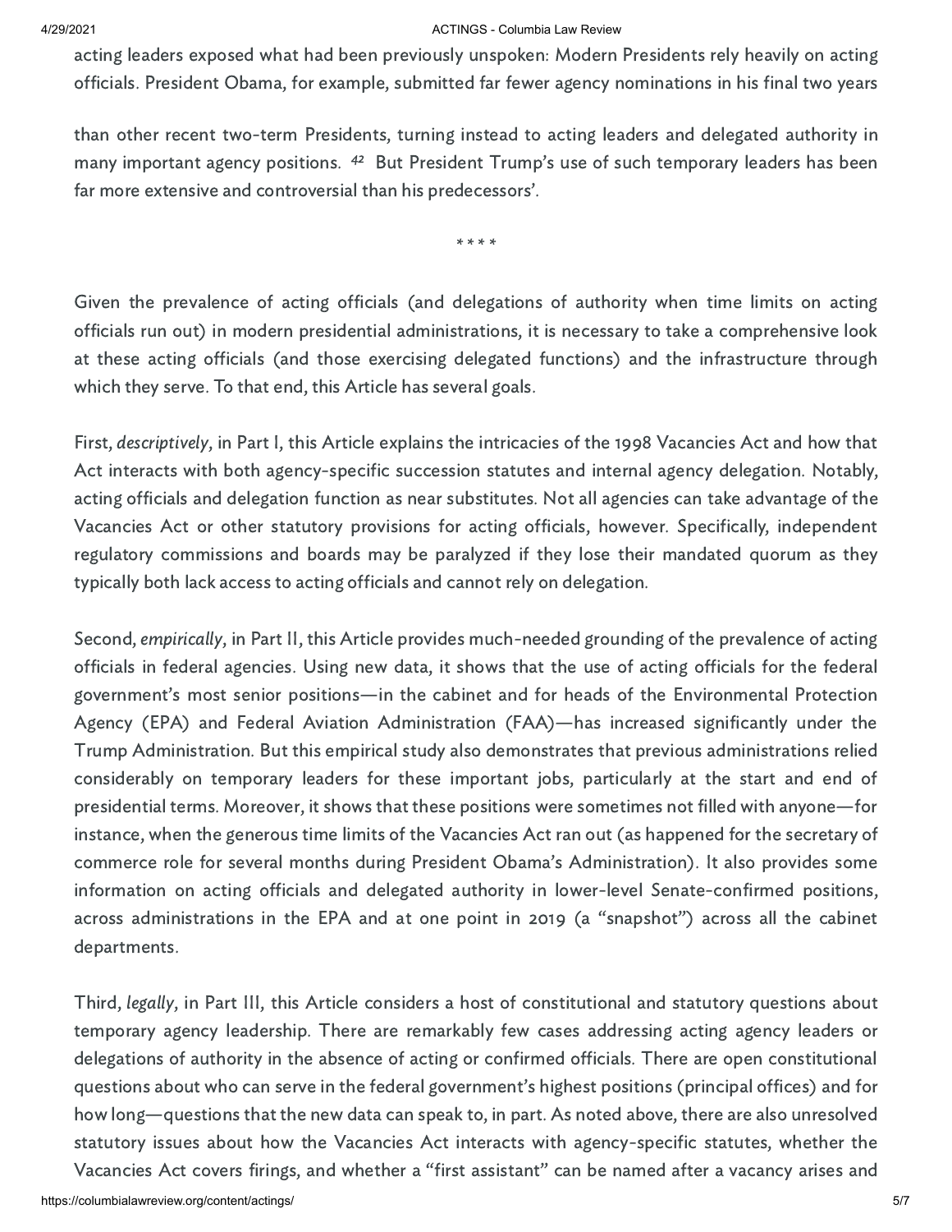acting leaders exposed what had been previously unspoken: Modern Presidents rely heavily on acting officials. President Obama, for example, submitted far fewer agency nominations in his final two years than other recent two-term Presidents, turning instead to acting leaders and delegated authority in many important agency positions. [42] But President Trump's use of such temporary leaders has been far more extensive and controversial than his predecessors'.

* * * *

Given the prevalence of acting officials (and delegations of authority when time limits on acting officials run out) in modern presidential administrations, it is necessary to take a comprehensive look at these acting officials (and those exercising delegated functions) and the infrastructure through which they serve. To that end, this Article has several goals.

First, *descriptively*, in Part I, this Article explains the intricacies of the 1998 Vacancies Act and how that Act interacts with both agency-specific succession statutes and internal agency delegation. Notably, acting officials and delegation function as near substitutes. Not all agencies can take advantage of the Vacancies Act or other statutory provisions for acting officials, however. Specifically, independent regulatory commissions and boards may be paralyzed if they lose their mandated quorum as they typically both lack access to acting officials and cannot rely on delegation.

Second, *empirically*, in Part II, this Article provides much-needed grounding of the prevalence of acting officials in federal agencies. Using new data, it shows that the use of acting officials for the federal government's most senior positions—in the cabinet and for heads of the Environmental Protection Agency (EPA) and Federal Aviation Administration (FAA)—has increased significantly under the Trump Administration. But this empirical study also demonstrates that previous administrations relied considerably on temporary leaders for these important jobs, particularly at the start and end of presidential terms. Moreover, it shows that these positions were sometimes not filled with anyone—for instance, when the generous time limits of the Vacancies Act ran out (as happened for the secretary of commerce role for several months during President Obama's Administration). It also provides some information on acting officials and delegated authority in lower-level Senate-confirmed positions, across administrations in the EPA and at one point in 2019 (a "snapshot") across all the cabinet departments.

Third, *legally*, in Part III, this Article considers a host of constitutional and statutory questions about temporary agency leadership. There are remarkably few cases addressing acting agency leaders or delegations of authority in the absence of acting or confirmed officials. There are open constitutional questions about who can serve in the federal government's highest positions (principal offices) and for how long—questions that the new data can speak to, in part. As noted above, there are also unresolved statutory issues about how the Vacancies Act interacts with agency-specific statutes, whether the Vacancies Act covers firings, and whether a "first assistant" can be named after a vacancy arises and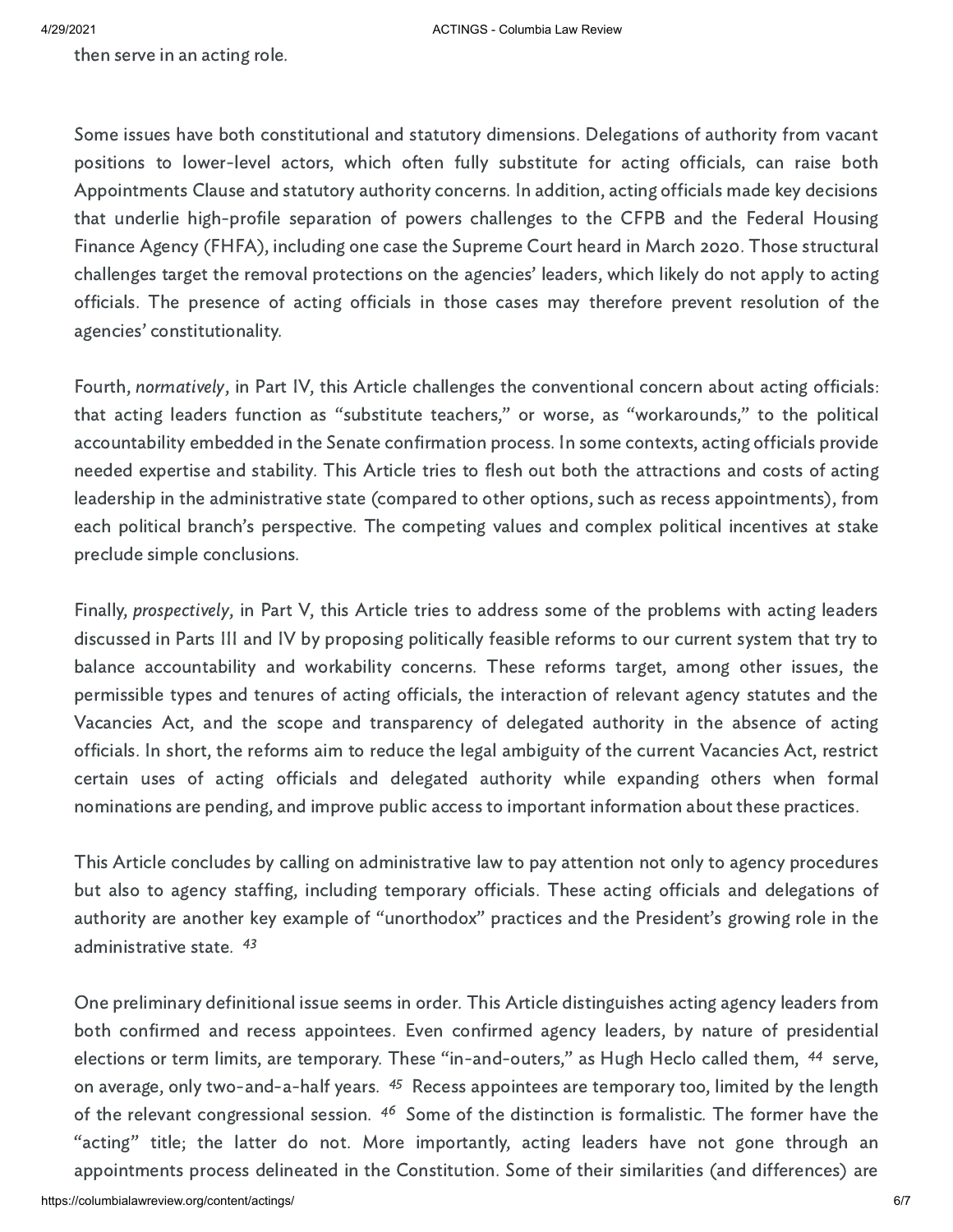then serve in an acting role.

Some issues have both constitutional and statutory dimensions. Delegations of authority from vacant positions to lower-level actors, which often fully substitute for acting officials, can raise both Appointments Clause and statutory authority concerns. In addition, acting officials made key decisions that underlie high-profile separation of powers challenges to the CFPB and the Federal Housing Finance Agency (FHFA), including one case the Supreme Court heard in March 2020. Those structural challenges target the removal protections on the agencies' leaders, which likely do not apply to acting officials. The presence of acting officials in those cases may therefore prevent resolution of the agencies' constitutionality.

Fourth, *normatively*, in Part IV, this Article challenges the conventional concern about acting officials: that acting leaders function as "substitute teachers," or worse, as "workarounds," to the political accountability embedded in the Senate confirmation process. In some contexts, acting officials provide needed expertise and stability. This Article tries to flesh out both the attractions and costs of acting leadership in the administrative state (compared to other options, such as recess appointments), from each political branch's perspective. The competing values and complex political incentives at stake preclude simple conclusions.

Finally, *prospectively*, in Part V, this Article tries to address some of the problems with acting leaders discussed in Parts III and IV by proposing politically feasible reforms to our current system that try to balance accountability and workability concerns. These reforms target, among other issues, the permissible types and tenures of acting officials, the interaction of relevant agency statutes and the Vacancies Act, and the scope and transparency of delegated authority in the absence of acting officials. In short, the reforms aim to reduce the legal ambiguity of the current Vacancies Act, restrict certain uses of acting officials and delegated authority while expanding others when formal nominations are pending, and improve public access to important information about these practices.

This Article concludes by calling on administrative law to pay attention not only to agency procedures but also to agency staffing, including temporary officials. These acting officials and delegations of authority are another key example of "unorthodox" practices and the President's growing role in the administrative state. [43]

One preliminary definitional issue seems in order. This Article distinguishes acting agency leaders from both confirmed and recess appointees. Even confirmed agency leaders, by nature of presidential elections or term limits, are temporary. These "in-and-outers," as Hugh Heclo called them, [44] serve, on average, only two-and-a-half years. [45] Recess appointees are temporary too, limited by the length of the relevant congressional session. [46] Some of the distinction is formalistic. The former have the "acting" title; the latter do not. More importantly, acting leaders have not gone through an appointments process delineated in the Constitution. Some of their similarities (and differences) are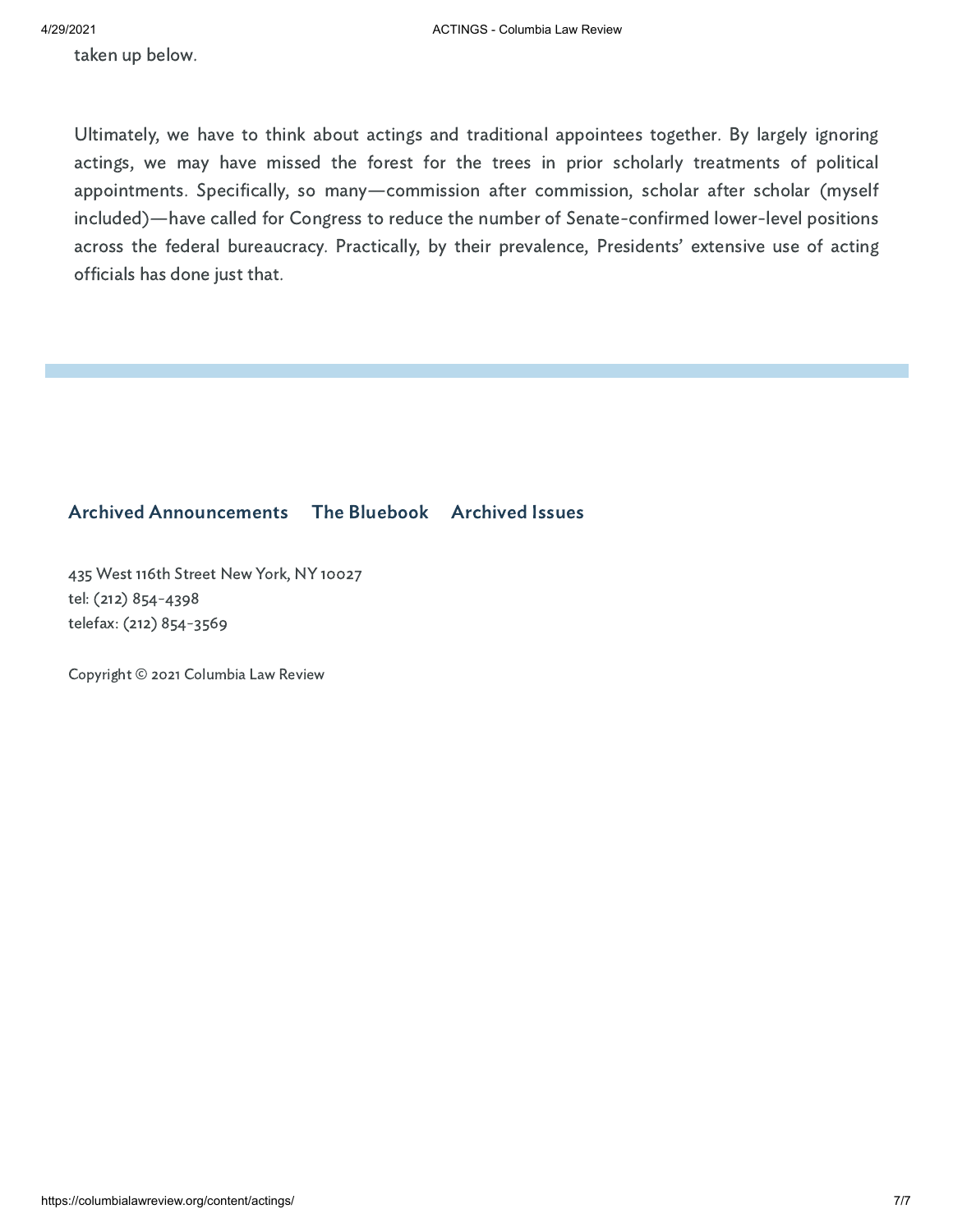taken up below.

Ultimately, we have to think about actings and traditional appointees together. By largely ignoring actings, we may have missed the forest for the trees in prior scholarly treatments of political appointments. Specifically, so many—commission after commission, scholar after scholar (myself included)—have called for Congress to reduce the number of Senate-confirmed lower-level positions across the federal bureaucracy. Practically, by their prevalence, Presidents' extensive use of acting officials has done just that.

**Archived Announcements**   **The Bluebook**   **Archived Issues**

435 West 116th Street New York, NY 10027
tel: (212) 854-4398
telefax: (212) 854-3569

Copyright © 2021 Columbia Law Review